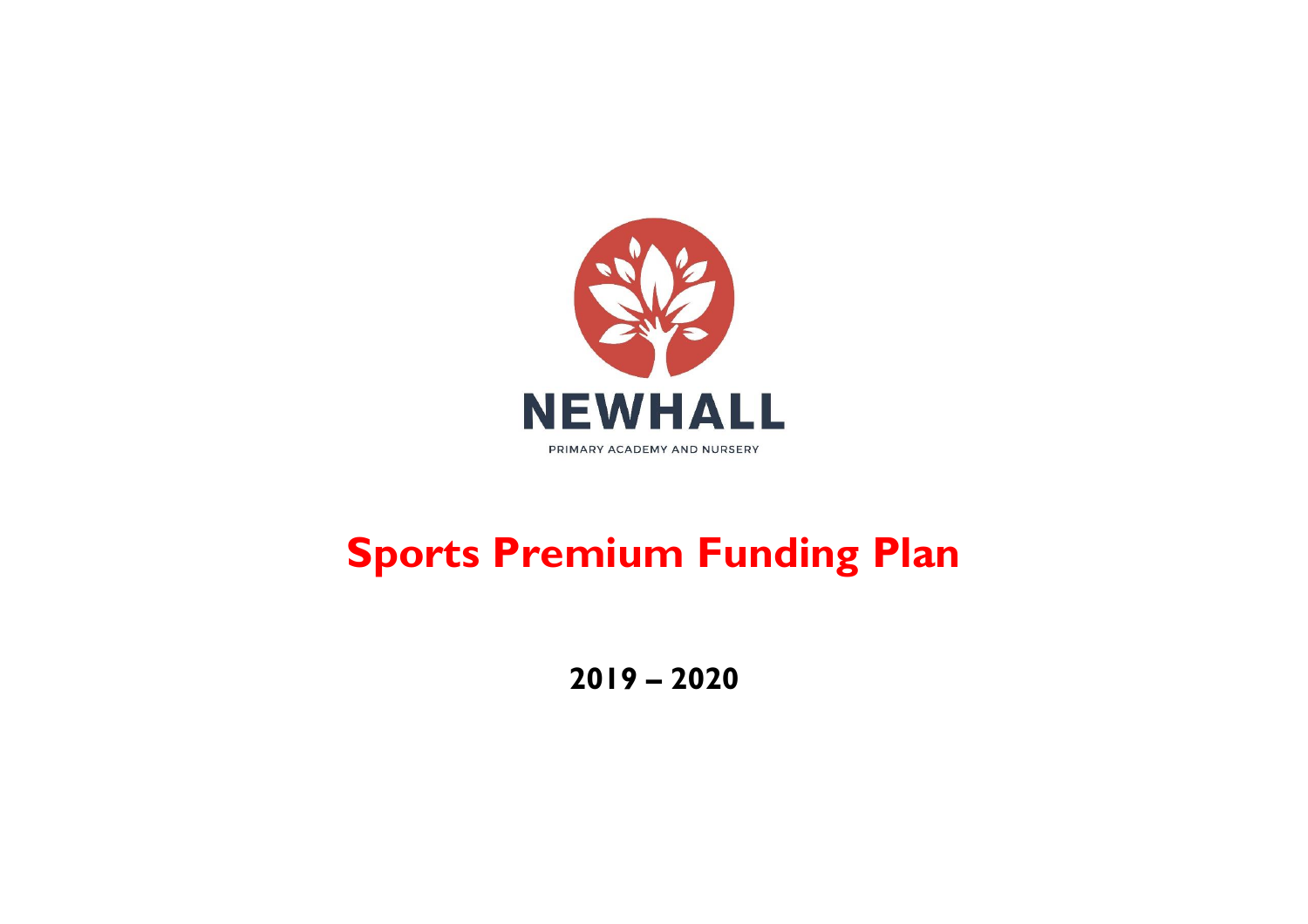NEWHALL

PRIMARY ACADEMY AND NURSERY

# Sports Premium Funding Plan

## 2019 – 2020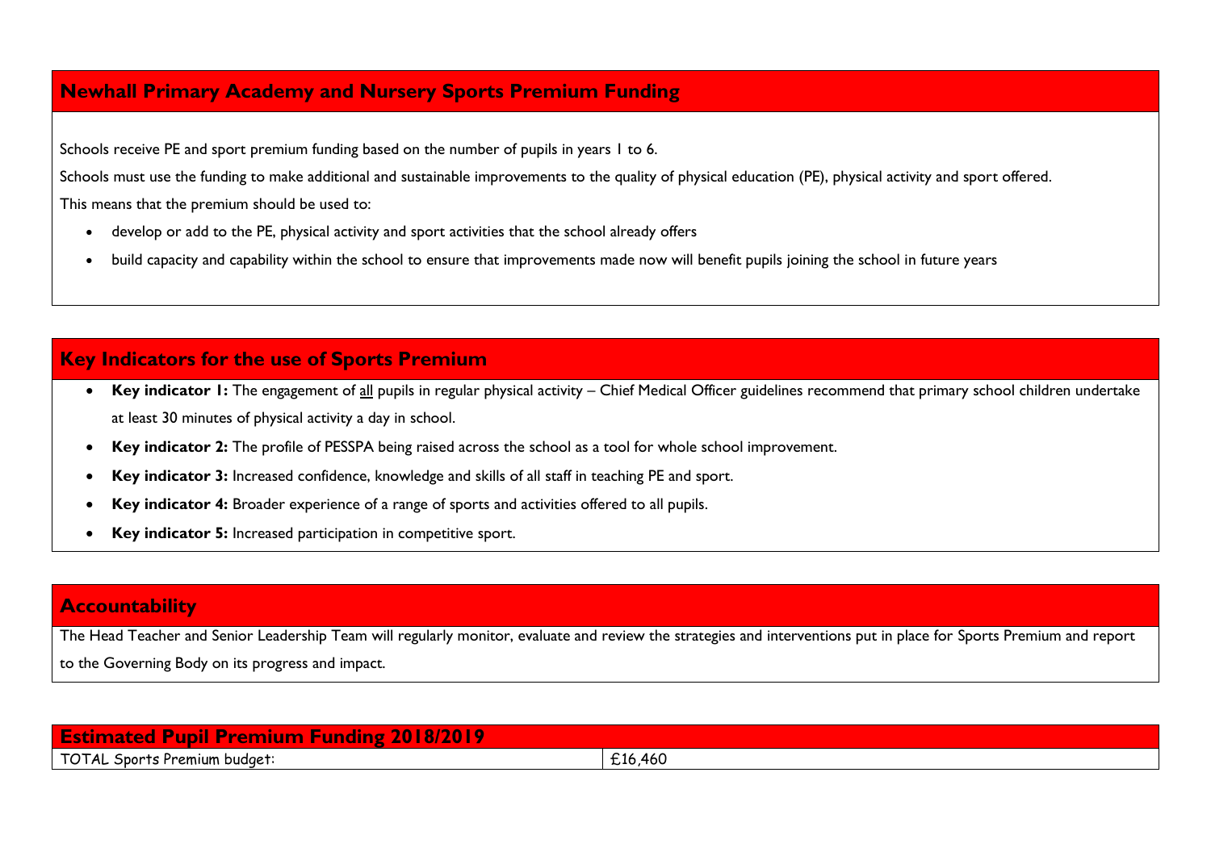## Newhall Primary Academy and Nursery Sports Premium Funding

Schools receive PE and sport premium funding based on the number of pupils in years 1 to 6.

Schools must use the funding to make additional and sustainable improvements to the quality of physical education (PE), physical activity and sport offered.

This means that the premium should be used to:

- develop or add to the PE, physical activity and sport activities that the school already offers
- build capacity and capability within the school to ensure that improvements made now will benefit pupils joining the school in future years

## Key Indicators for the use of Sports Premium

- **Key indicator 1:** The engagement of all pupils in regular physical activity – Chief Medical Officer guidelines recommend that primary school children undertake at least 30 minutes of physical activity a day in school.
- **Key indicator 2:** The profile of PESSPA being raised across the school as a tool for whole school improvement.
- **Key indicator 3:** Increased confidence, knowledge and skills of all staff in teaching PE and sport.
- **Key indicator 4:** Broader experience of a range of sports and activities offered to all pupils.
- **Key indicator 5:** Increased participation in competitive sport.

## Accountability

The Head Teacher and Senior Leadership Team will regularly monitor, evaluate and review the strategies and interventions put in place for Sports Premium and report to the Governing Body on its progress and impact.

| Estimated Pupil Premium Funding 2018/2019 | |
|---|---|
| TOTAL Sports Premium budget: | £16,460 |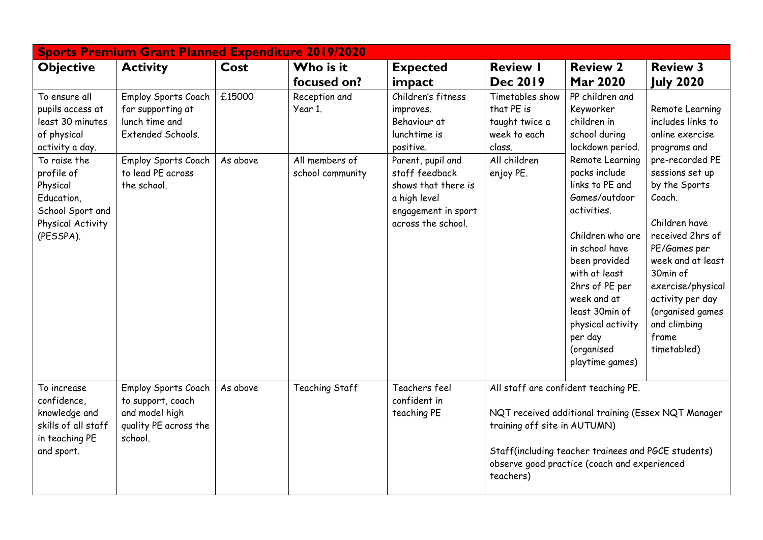| Sports Premium Grant Planned Expenditure 2019/2020 | | | | | | | |
|---|---|---|---|---|---|---|---|
| **Objective** | **Activity** | **Cost** | **Who is it focused on?** | **Expected impact** | **Review 1 Dec 2019** | **Review 2 Mar 2020** | **Review 3 July 2020** |
| To ensure all pupils access at least 30 minutes of physical activity a day. | Employ Sports Coach for supporting at lunch time and Extended Schools. | £15000 | Reception and Year 1. | Children's fitness improves. Behaviour at lunchtime is positive. | Timetables show that PE is taught twice a week to each class. | PP children and Keyworker children in school during lockdown period. Remote Learning packs include links to PE and Games/outdoor activities. Children who are in school have been provided with at least 2hrs of PE per week and at least 30min of physical activity per day (organised playtime games) | Remote Learning includes links to online exercise programs and pre-recorded PE sessions set up by the Sports Coach. Children have received 2hrs of PE/Games per week and at least 30min of exercise/physical activity per day (organised games and climbing frame timetabled) |
| To raise the profile of Physical Education, School Sport and Physical Activity (PESSPA). | Employ Sports Coach to lead PE across the school. | As above | All members of school community | Parent, pupil and staff feedback shows that there is a high level engagement in sport across the school. | All children enjoy PE. | | |
| To increase confidence, knowledge and skills of all staff in teaching PE and sport. | Employ Sports Coach to support, coach and model high quality PE across the school. | As above | Teaching Staff | Teachers feel confident in teaching PE | All staff are confident teaching PE. NQT received additional training (Essex NQT Manager training off site in AUTUMN) Staff(including teacher trainees and PGCE students) observe good practice (coach and experienced teachers) | | |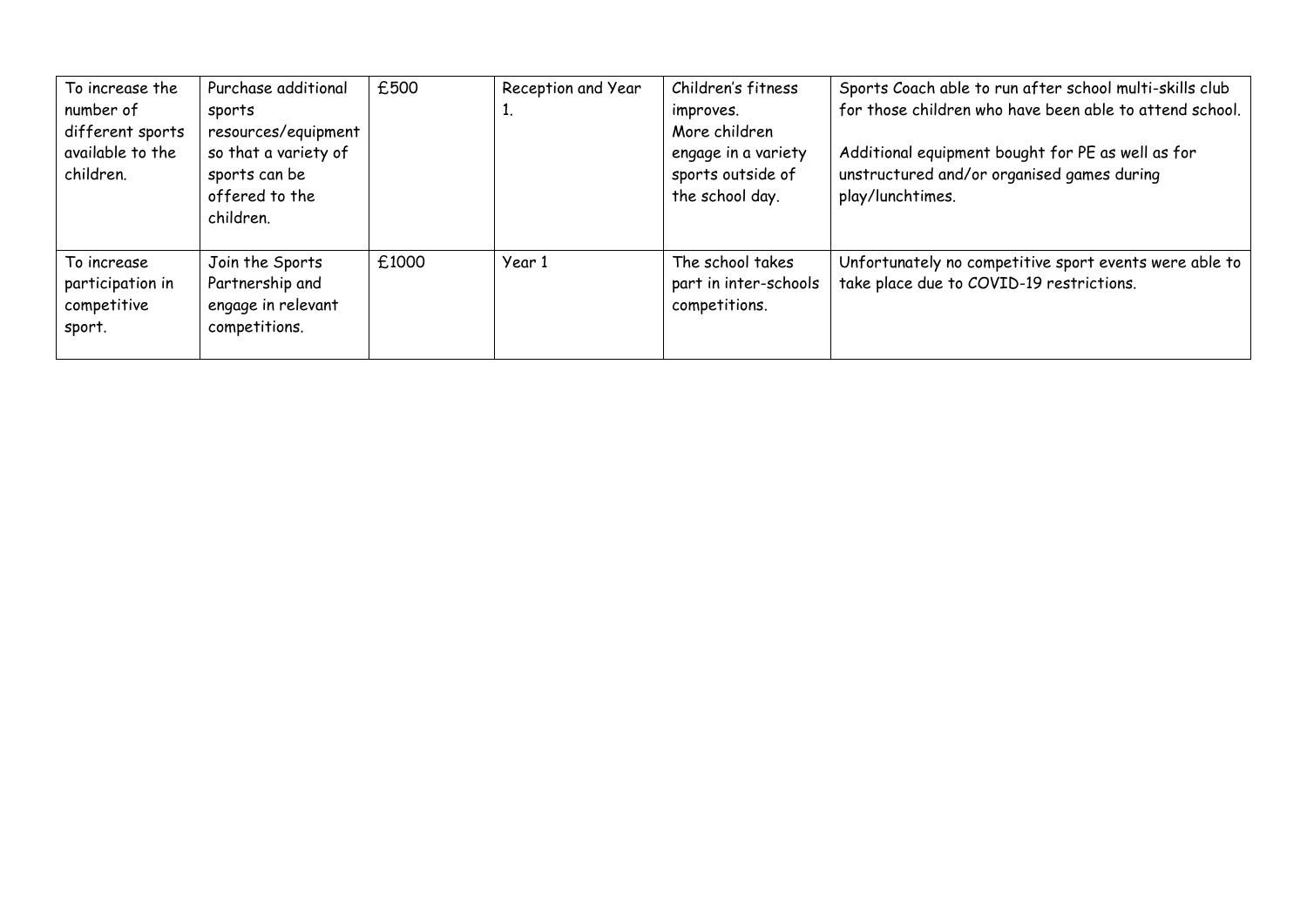| | | | | | |
|---|---|---|---|---|---|
| To increase the number of different sports available to the children. | Purchase additional sports resources/equipment so that a variety of sports can be offered to the children. | £500 | Reception and Year 1. | Children's fitness improves. More children engage in a variety sports outside of the school day. | Sports Coach able to run after school multi-skills club for those children who have been able to attend school.<br><br>Additional equipment bought for PE as well as for unstructured and/or organised games during play/lunchtimes. |
| To increase participation in competitive sport. | Join the Sports Partnership and engage in relevant competitions. | £1000 | Year 1 | The school takes part in inter-schools competitions. | Unfortunately no competitive sport events were able to take place due to COVID-19 restrictions. |